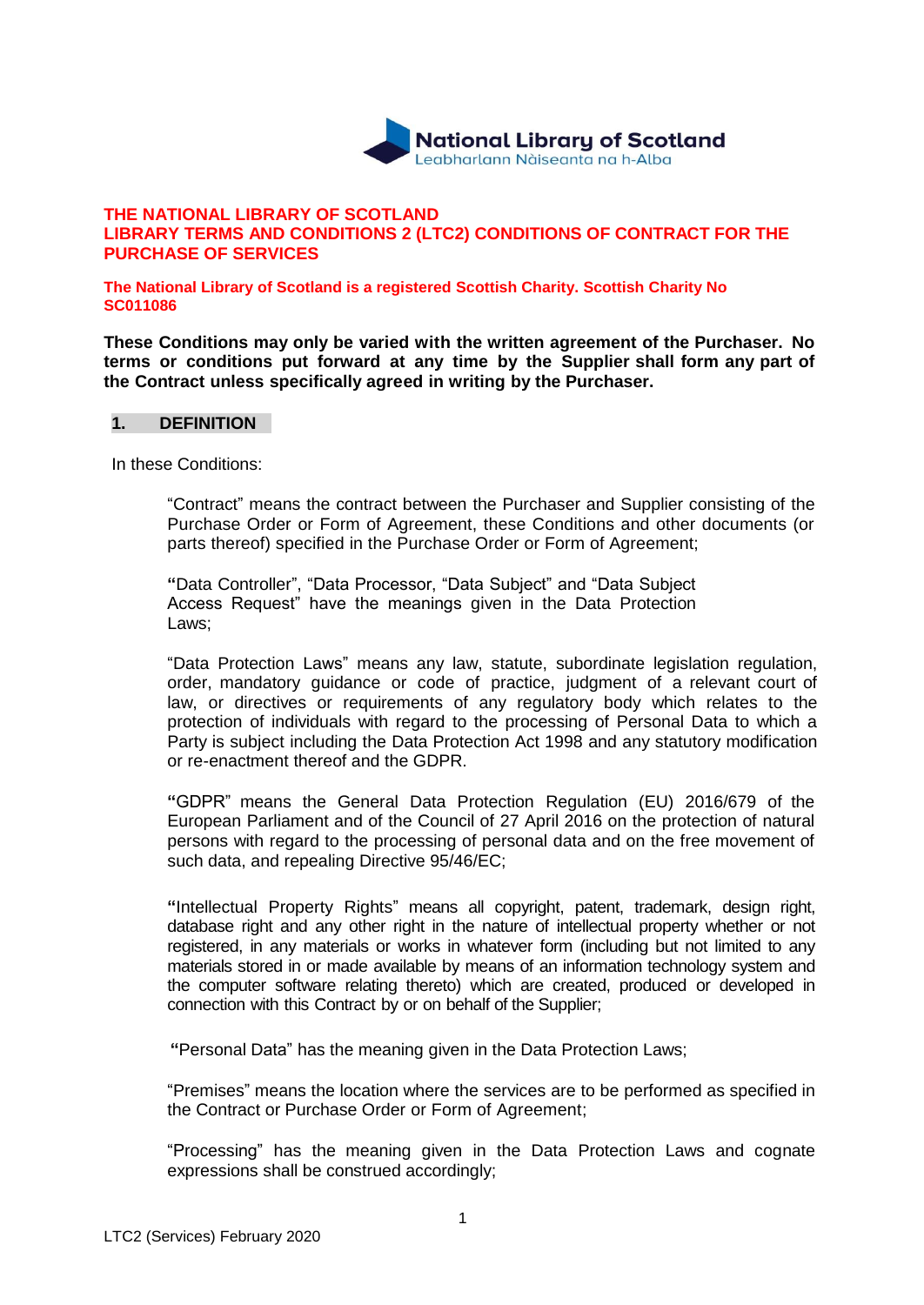National Library of Scotland
Leabharlann Nàiseanta na h-Alba

**THE NATIONAL LIBRARY OF SCOTLAND**
**LIBRARY TERMS AND CONDITIONS 2 (LTC2) CONDITIONS OF CONTRACT FOR THE PURCHASE OF SERVICES**

**The National Library of Scotland is a registered Scottish Charity. Scottish Charity No SC011086**

**These Conditions may only be varied with the written agreement of the Purchaser. No terms or conditions put forward at any time by the Supplier shall form any part of the Contract unless specifically agreed in writing by the Purchaser.**

## 1. DEFINITION

In these Conditions:

"Contract" means the contract between the Purchaser and Supplier consisting of the Purchase Order or Form of Agreement, these Conditions and other documents (or parts thereof) specified in the Purchase Order or Form of Agreement;

"Data Controller", "Data Processor, "Data Subject" and "Data Subject Access Request" have the meanings given in the Data Protection Laws;

"Data Protection Laws" means any law, statute, subordinate legislation regulation, order, mandatory guidance or code of practice, judgment of a relevant court of law, or directives or requirements of any regulatory body which relates to the protection of individuals with regard to the processing of Personal Data to which a Party is subject including the Data Protection Act 1998 and any statutory modification or re-enactment thereof and the GDPR.

"GDPR" means the General Data Protection Regulation (EU) 2016/679 of the European Parliament and of the Council of 27 April 2016 on the protection of natural persons with regard to the processing of personal data and on the free movement of such data, and repealing Directive 95/46/EC;

"Intellectual Property Rights" means all copyright, patent, trademark, design right, database right and any other right in the nature of intellectual property whether or not registered, in any materials or works in whatever form (including but not limited to any materials stored in or made available by means of an information technology system and the computer software relating thereto) which are created, produced or developed in connection with this Contract by or on behalf of the Supplier;

"Personal Data" has the meaning given in the Data Protection Laws;

"Premises" means the location where the services are to be performed as specified in the Contract or Purchase Order or Form of Agreement;

"Processing" has the meaning given in the Data Protection Laws and cognate expressions shall be construed accordingly;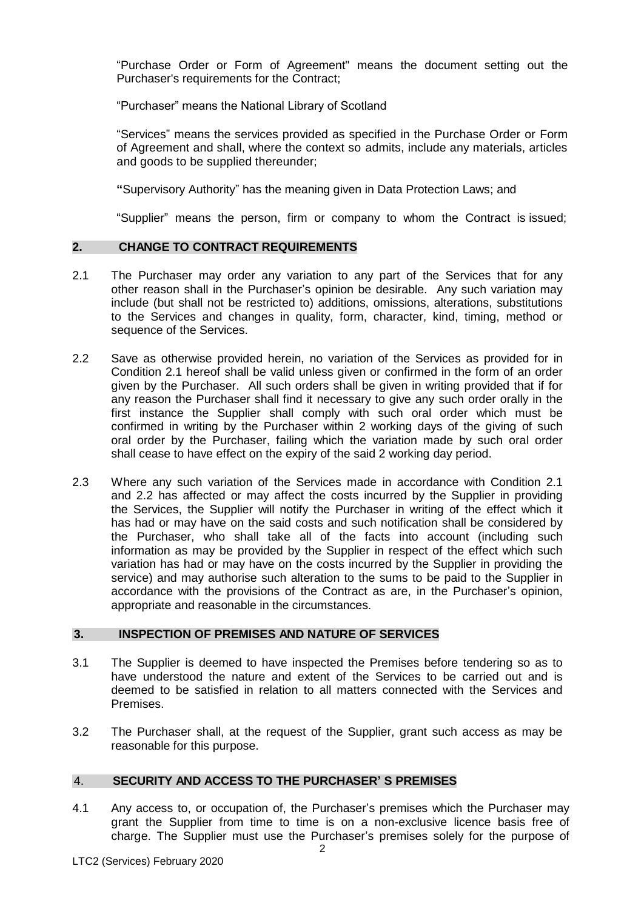"Purchase Order or Form of Agreement" means the document setting out the Purchaser's requirements for the Contract;

"Purchaser" means the National Library of Scotland

"Services" means the services provided as specified in the Purchase Order or Form of Agreement and shall, where the context so admits, include any materials, articles and goods to be supplied thereunder;

"Supervisory Authority" has the meaning given in Data Protection Laws; and

"Supplier" means the person, firm or company to whom the Contract is issued;

## 2. CHANGE TO CONTRACT REQUIREMENTS

2.1 The Purchaser may order any variation to any part of the Services that for any other reason shall in the Purchaser's opinion be desirable. Any such variation may include (but shall not be restricted to) additions, omissions, alterations, substitutions to the Services and changes in quality, form, character, kind, timing, method or sequence of the Services.

2.2 Save as otherwise provided herein, no variation of the Services as provided for in Condition 2.1 hereof shall be valid unless given or confirmed in the form of an order given by the Purchaser. All such orders shall be given in writing provided that if for any reason the Purchaser shall find it necessary to give any such order orally in the first instance the Supplier shall comply with such oral order which must be confirmed in writing by the Purchaser within 2 working days of the giving of such oral order by the Purchaser, failing which the variation made by such oral order shall cease to have effect on the expiry of the said 2 working day period.

2.3 Where any such variation of the Services made in accordance with Condition 2.1 and 2.2 has affected or may affect the costs incurred by the Supplier in providing the Services, the Supplier will notify the Purchaser in writing of the effect which it has had or may have on the said costs and such notification shall be considered by the Purchaser, who shall take all of the facts into account (including such information as may be provided by the Supplier in respect of the effect which such variation has had or may have on the costs incurred by the Supplier in providing the service) and may authorise such alteration to the sums to be paid to the Supplier in accordance with the provisions of the Contract as are, in the Purchaser's opinion, appropriate and reasonable in the circumstances.

## 3. INSPECTION OF PREMISES AND NATURE OF SERVICES

3.1 The Supplier is deemed to have inspected the Premises before tendering so as to have understood the nature and extent of the Services to be carried out and is deemed to be satisfied in relation to all matters connected with the Services and Premises.

3.2 The Purchaser shall, at the request of the Supplier, grant such access as may be reasonable for this purpose.

## 4. SECURITY AND ACCESS TO THE PURCHASER' S PREMISES

4.1 Any access to, or occupation of, the Purchaser's premises which the Purchaser may grant the Supplier from time to time is on a non-exclusive licence basis free of charge. The Supplier must use the Purchaser's premises solely for the purpose of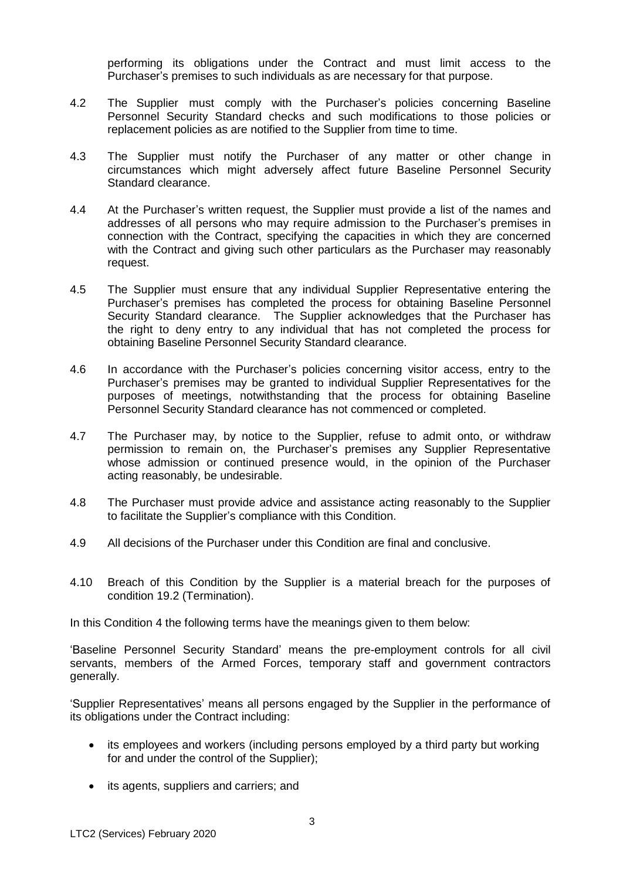performing its obligations under the Contract and must limit access to the Purchaser's premises to such individuals as are necessary for that purpose.

4.2 The Supplier must comply with the Purchaser's policies concerning Baseline Personnel Security Standard checks and such modifications to those policies or replacement policies as are notified to the Supplier from time to time.

4.3 The Supplier must notify the Purchaser of any matter or other change in circumstances which might adversely affect future Baseline Personnel Security Standard clearance.

4.4 At the Purchaser's written request, the Supplier must provide a list of the names and addresses of all persons who may require admission to the Purchaser's premises in connection with the Contract, specifying the capacities in which they are concerned with the Contract and giving such other particulars as the Purchaser may reasonably request.

4.5 The Supplier must ensure that any individual Supplier Representative entering the Purchaser's premises has completed the process for obtaining Baseline Personnel Security Standard clearance. The Supplier acknowledges that the Purchaser has the right to deny entry to any individual that has not completed the process for obtaining Baseline Personnel Security Standard clearance.

4.6 In accordance with the Purchaser's policies concerning visitor access, entry to the Purchaser's premises may be granted to individual Supplier Representatives for the purposes of meetings, notwithstanding that the process for obtaining Baseline Personnel Security Standard clearance has not commenced or completed.

4.7 The Purchaser may, by notice to the Supplier, refuse to admit onto, or withdraw permission to remain on, the Purchaser's premises any Supplier Representative whose admission or continued presence would, in the opinion of the Purchaser acting reasonably, be undesirable.

4.8 The Purchaser must provide advice and assistance acting reasonably to the Supplier to facilitate the Supplier's compliance with this Condition.

4.9 All decisions of the Purchaser under this Condition are final and conclusive.

4.10 Breach of this Condition by the Supplier is a material breach for the purposes of condition 19.2 (Termination).

In this Condition 4 the following terms have the meanings given to them below:

'Baseline Personnel Security Standard' means the pre-employment controls for all civil servants, members of the Armed Forces, temporary staff and government contractors generally.

'Supplier Representatives' means all persons engaged by the Supplier in the performance of its obligations under the Contract including:

- its employees and workers (including persons employed by a third party but working for and under the control of the Supplier);
- its agents, suppliers and carriers; and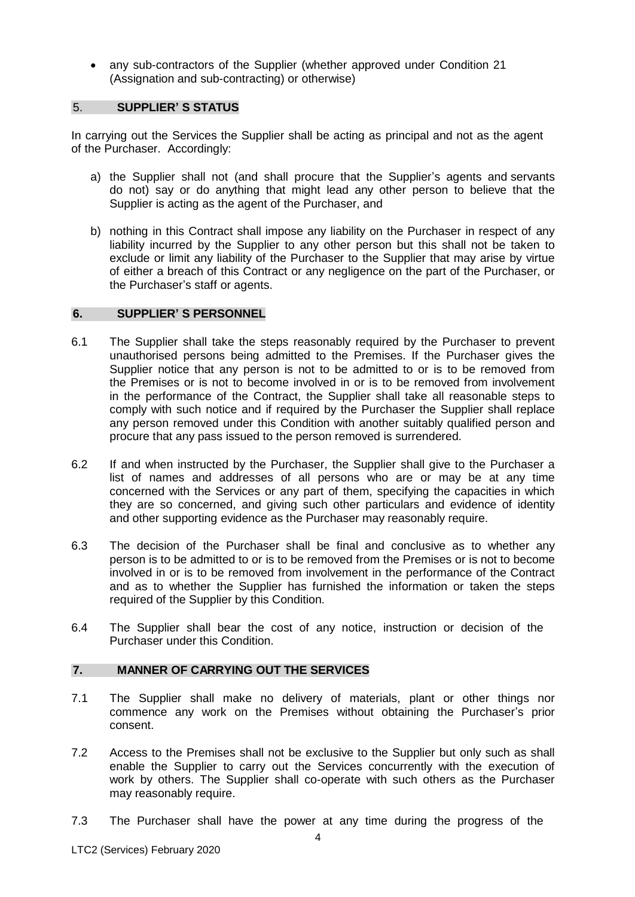- any sub-contractors of the Supplier (whether approved under Condition 21 (Assignation and sub-contracting) or otherwise)

## 5. SUPPLIER' S STATUS

In carrying out the Services the Supplier shall be acting as principal and not as the agent of the Purchaser. Accordingly:

a) the Supplier shall not (and shall procure that the Supplier's agents and servants do not) say or do anything that might lead any other person to believe that the Supplier is acting as the agent of the Purchaser, and

b) nothing in this Contract shall impose any liability on the Purchaser in respect of any liability incurred by the Supplier to any other person but this shall not be taken to exclude or limit any liability of the Purchaser to the Supplier that may arise by virtue of either a breach of this Contract or any negligence on the part of the Purchaser, or the Purchaser's staff or agents.

## 6. SUPPLIER' S PERSONNEL

6.1 The Supplier shall take the steps reasonably required by the Purchaser to prevent unauthorised persons being admitted to the Premises. If the Purchaser gives the Supplier notice that any person is not to be admitted to or is to be removed from the Premises or is not to become involved in or is to be removed from involvement in the performance of the Contract, the Supplier shall take all reasonable steps to comply with such notice and if required by the Purchaser the Supplier shall replace any person removed under this Condition with another suitably qualified person and procure that any pass issued to the person removed is surrendered.

6.2 If and when instructed by the Purchaser, the Supplier shall give to the Purchaser a list of names and addresses of all persons who are or may be at any time concerned with the Services or any part of them, specifying the capacities in which they are so concerned, and giving such other particulars and evidence of identity and other supporting evidence as the Purchaser may reasonably require.

6.3 The decision of the Purchaser shall be final and conclusive as to whether any person is to be admitted to or is to be removed from the Premises or is not to become involved in or is to be removed from involvement in the performance of the Contract and as to whether the Supplier has furnished the information or taken the steps required of the Supplier by this Condition.

6.4 The Supplier shall bear the cost of any notice, instruction or decision of the Purchaser under this Condition.

## 7. MANNER OF CARRYING OUT THE SERVICES

7.1 The Supplier shall make no delivery of materials, plant or other things nor commence any work on the Premises without obtaining the Purchaser's prior consent.

7.2 Access to the Premises shall not be exclusive to the Supplier but only such as shall enable the Supplier to carry out the Services concurrently with the execution of work by others. The Supplier shall co-operate with such others as the Purchaser may reasonably require.

7.3 The Purchaser shall have the power at any time during the progress of the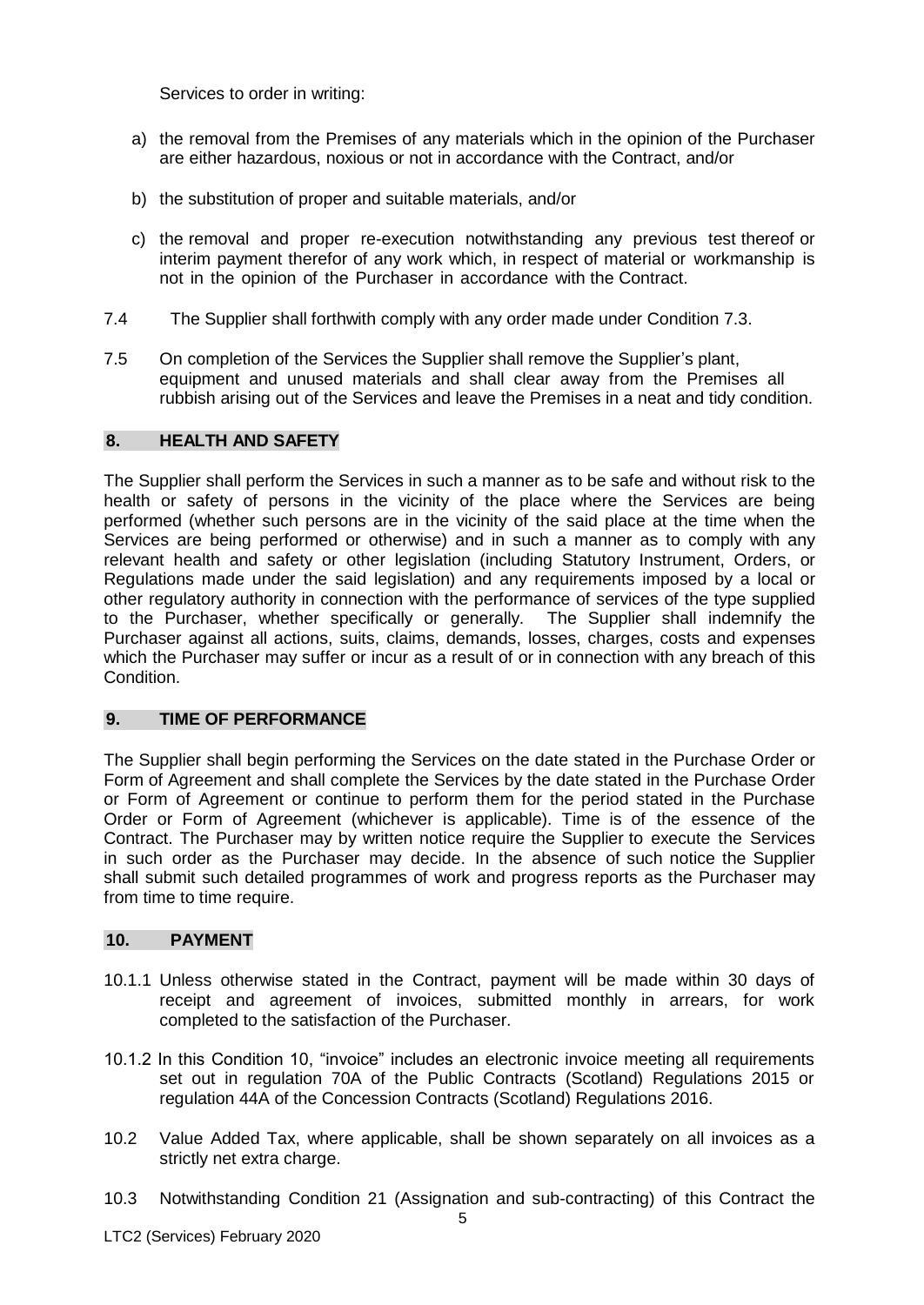Services to order in writing:

a) the removal from the Premises of any materials which in the opinion of the Purchaser are either hazardous, noxious or not in accordance with the Contract, and/or

b) the substitution of proper and suitable materials, and/or

c) the removal and proper re-execution notwithstanding any previous test thereof or interim payment therefor of any work which, in respect of material or workmanship is not in the opinion of the Purchaser in accordance with the Contract.

7.4 The Supplier shall forthwith comply with any order made under Condition 7.3.

7.5 On completion of the Services the Supplier shall remove the Supplier's plant, equipment and unused materials and shall clear away from the Premises all rubbish arising out of the Services and leave the Premises in a neat and tidy condition.

## 8. HEALTH AND SAFETY

The Supplier shall perform the Services in such a manner as to be safe and without risk to the health or safety of persons in the vicinity of the place where the Services are being performed (whether such persons are in the vicinity of the said place at the time when the Services are being performed or otherwise) and in such a manner as to comply with any relevant health and safety or other legislation (including Statutory Instrument, Orders, or Regulations made under the said legislation) and any requirements imposed by a local or other regulatory authority in connection with the performance of services of the type supplied to the Purchaser, whether specifically or generally. The Supplier shall indemnify the Purchaser against all actions, suits, claims, demands, losses, charges, costs and expenses which the Purchaser may suffer or incur as a result of or in connection with any breach of this Condition.

## 9. TIME OF PERFORMANCE

The Supplier shall begin performing the Services on the date stated in the Purchase Order or Form of Agreement and shall complete the Services by the date stated in the Purchase Order or Form of Agreement or continue to perform them for the period stated in the Purchase Order or Form of Agreement (whichever is applicable). Time is of the essence of the Contract. The Purchaser may by written notice require the Supplier to execute the Services in such order as the Purchaser may decide. In the absence of such notice the Supplier shall submit such detailed programmes of work and progress reports as the Purchaser may from time to time require.

## 10. PAYMENT

10.1.1 Unless otherwise stated in the Contract, payment will be made within 30 days of receipt and agreement of invoices, submitted monthly in arrears, for work completed to the satisfaction of the Purchaser.

10.1.2 In this Condition 10, "invoice" includes an electronic invoice meeting all requirements set out in regulation 70A of the Public Contracts (Scotland) Regulations 2015 or regulation 44A of the Concession Contracts (Scotland) Regulations 2016.

10.2 Value Added Tax, where applicable, shall be shown separately on all invoices as a strictly net extra charge.

10.3 Notwithstanding Condition 21 (Assignation and sub-contracting) of this Contract the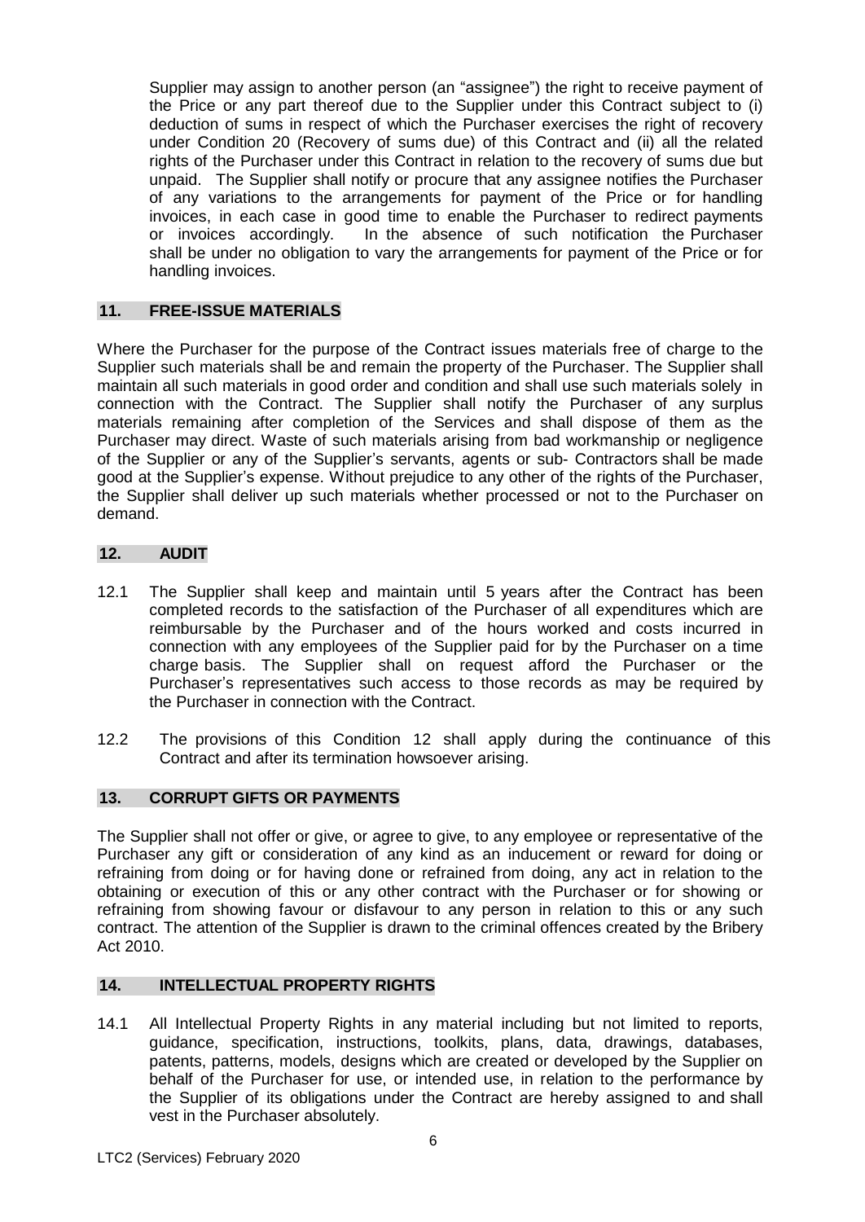Supplier may assign to another person (an "assignee") the right to receive payment of the Price or any part thereof due to the Supplier under this Contract subject to (i) deduction of sums in respect of which the Purchaser exercises the right of recovery under Condition 20 (Recovery of sums due) of this Contract and (ii) all the related rights of the Purchaser under this Contract in relation to the recovery of sums due but unpaid. The Supplier shall notify or procure that any assignee notifies the Purchaser of any variations to the arrangements for payment of the Price or for handling invoices, in each case in good time to enable the Purchaser to redirect payments or invoices accordingly. In the absence of such notification the Purchaser shall be under no obligation to vary the arrangements for payment of the Price or for handling invoices.

## 11. FREE-ISSUE MATERIALS

Where the Purchaser for the purpose of the Contract issues materials free of charge to the Supplier such materials shall be and remain the property of the Purchaser. The Supplier shall maintain all such materials in good order and condition and shall use such materials solely in connection with the Contract. The Supplier shall notify the Purchaser of any surplus materials remaining after completion of the Services and shall dispose of them as the Purchaser may direct. Waste of such materials arising from bad workmanship or negligence of the Supplier or any of the Supplier's servants, agents or sub- Contractors shall be made good at the Supplier's expense. Without prejudice to any other of the rights of the Purchaser, the Supplier shall deliver up such materials whether processed or not to the Purchaser on demand.

## 12. AUDIT

12.1 The Supplier shall keep and maintain until 5 years after the Contract has been completed records to the satisfaction of the Purchaser of all expenditures which are reimbursable by the Purchaser and of the hours worked and costs incurred in connection with any employees of the Supplier paid for by the Purchaser on a time charge basis. The Supplier shall on request afford the Purchaser or the Purchaser's representatives such access to those records as may be required by the Purchaser in connection with the Contract.

12.2 The provisions of this Condition 12 shall apply during the continuance of this Contract and after its termination howsoever arising.

## 13. CORRUPT GIFTS OR PAYMENTS

The Supplier shall not offer or give, or agree to give, to any employee or representative of the Purchaser any gift or consideration of any kind as an inducement or reward for doing or refraining from doing or for having done or refrained from doing, any act in relation to the obtaining or execution of this or any other contract with the Purchaser or for showing or refraining from showing favour or disfavour to any person in relation to this or any such contract. The attention of the Supplier is drawn to the criminal offences created by the Bribery Act 2010.

## 14. INTELLECTUAL PROPERTY RIGHTS

14.1 All Intellectual Property Rights in any material including but not limited to reports, guidance, specification, instructions, toolkits, plans, data, drawings, databases, patents, patterns, models, designs which are created or developed by the Supplier on behalf of the Purchaser for use, or intended use, in relation to the performance by the Supplier of its obligations under the Contract are hereby assigned to and shall vest in the Purchaser absolutely.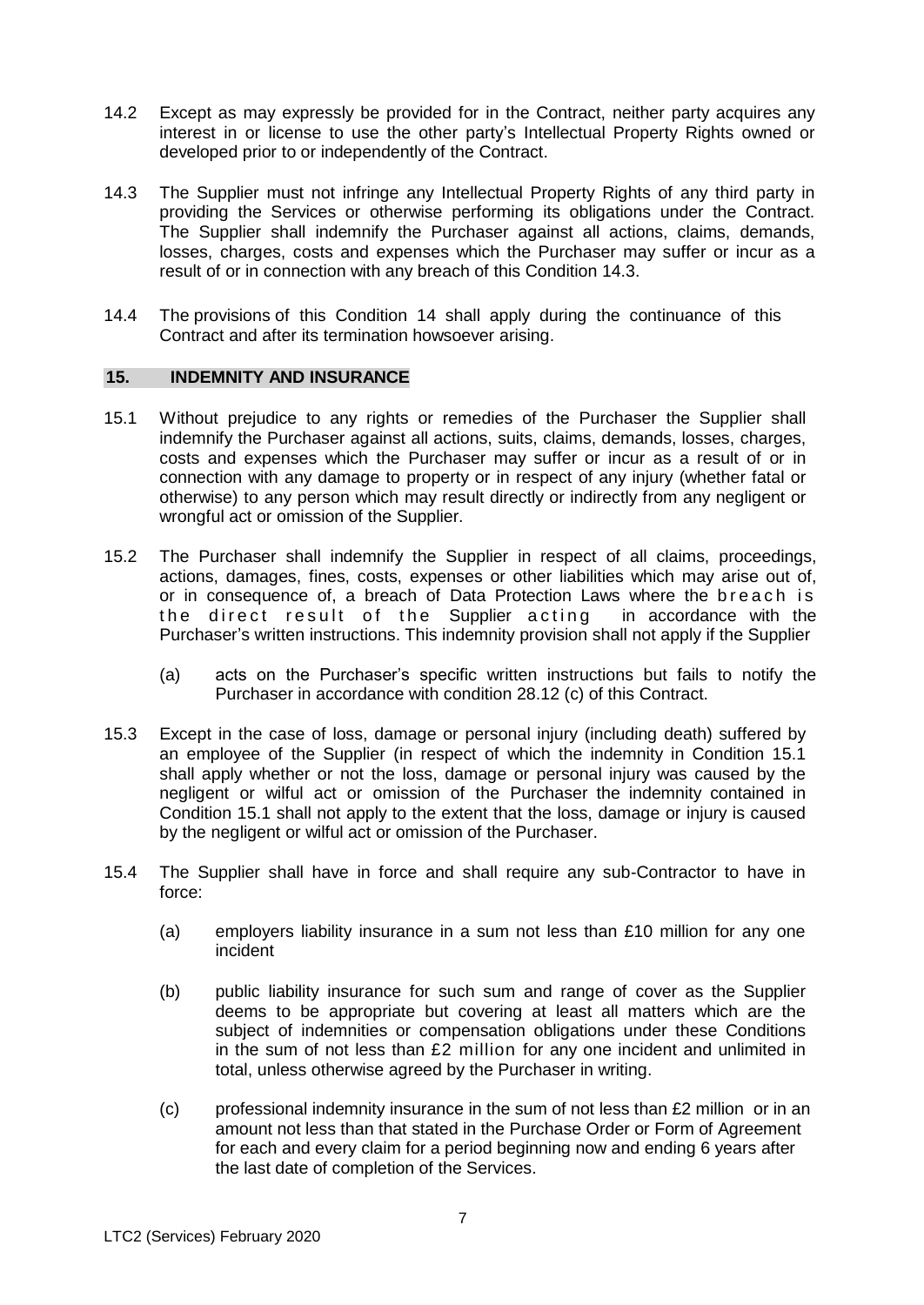14.2 Except as may expressly be provided for in the Contract, neither party acquires any interest in or license to use the other party's Intellectual Property Rights owned or developed prior to or independently of the Contract.

14.3 The Supplier must not infringe any Intellectual Property Rights of any third party in providing the Services or otherwise performing its obligations under the Contract. The Supplier shall indemnify the Purchaser against all actions, claims, demands, losses, charges, costs and expenses which the Purchaser may suffer or incur as a result of or in connection with any breach of this Condition 14.3.

14.4 The provisions of this Condition 14 shall apply during the continuance of this Contract and after its termination howsoever arising.

## 15. INDEMNITY AND INSURANCE

15.1 Without prejudice to any rights or remedies of the Purchaser the Supplier shall indemnify the Purchaser against all actions, suits, claims, demands, losses, charges, costs and expenses which the Purchaser may suffer or incur as a result of or in connection with any damage to property or in respect of any injury (whether fatal or otherwise) to any person which may result directly or indirectly from any negligent or wrongful act or omission of the Supplier.

15.2 The Purchaser shall indemnify the Supplier in respect of all claims, proceedings, actions, damages, fines, costs, expenses or other liabilities which may arise out of, or in consequence of, a breach of Data Protection Laws where the breach is the direct result of the Supplier acting in accordance with the Purchaser's written instructions. This indemnity provision shall not apply if the Supplier

(a) acts on the Purchaser's specific written instructions but fails to notify the Purchaser in accordance with condition 28.12 (c) of this Contract.

15.3 Except in the case of loss, damage or personal injury (including death) suffered by an employee of the Supplier (in respect of which the indemnity in Condition 15.1 shall apply whether or not the loss, damage or personal injury was caused by the negligent or wilful act or omission of the Purchaser the indemnity contained in Condition 15.1 shall not apply to the extent that the loss, damage or injury is caused by the negligent or wilful act or omission of the Purchaser.

15.4 The Supplier shall have in force and shall require any sub-Contractor to have in force:

(a) employers liability insurance in a sum not less than £10 million for any one incident

(b) public liability insurance for such sum and range of cover as the Supplier deems to be appropriate but covering at least all matters which are the subject of indemnities or compensation obligations under these Conditions in the sum of not less than £2 million for any one incident and unlimited in total, unless otherwise agreed by the Purchaser in writing.

(c) professional indemnity insurance in the sum of not less than £2 million or in an amount not less than that stated in the Purchase Order or Form of Agreement for each and every claim for a period beginning now and ending 6 years after the last date of completion of the Services.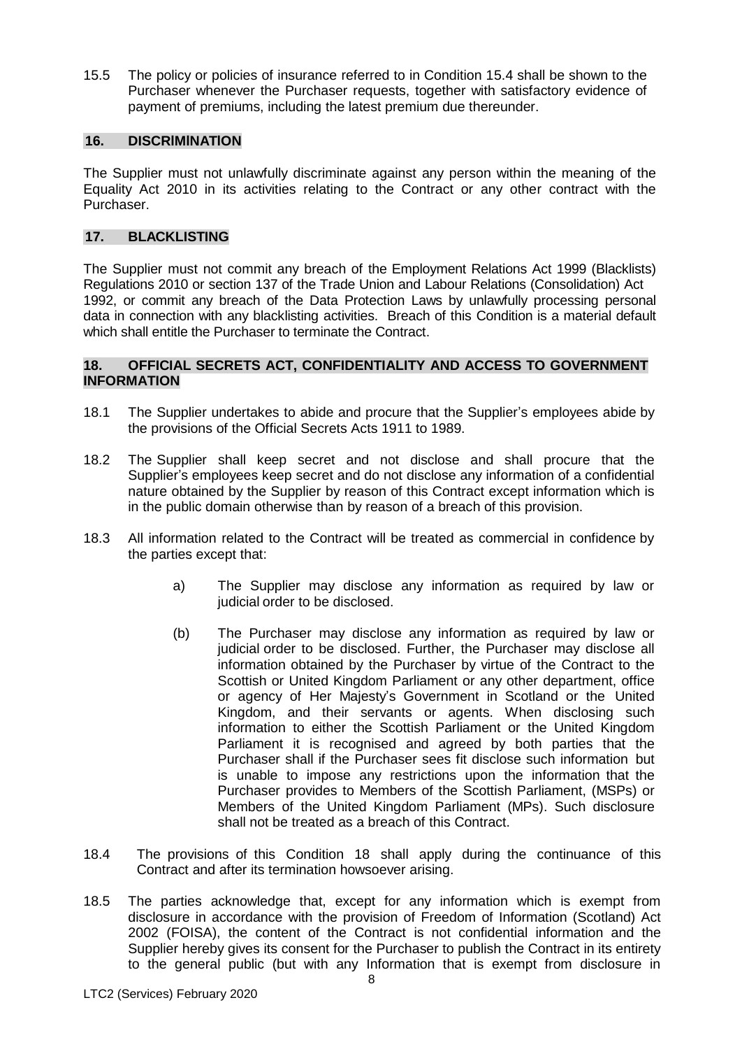15.5 The policy or policies of insurance referred to in Condition 15.4 shall be shown to the Purchaser whenever the Purchaser requests, together with satisfactory evidence of payment of premiums, including the latest premium due thereunder.

## 16. DISCRIMINATION

The Supplier must not unlawfully discriminate against any person within the meaning of the Equality Act 2010 in its activities relating to the Contract or any other contract with the Purchaser.

## 17. BLACKLISTING

The Supplier must not commit any breach of the Employment Relations Act 1999 (Blacklists) Regulations 2010 or section 137 of the Trade Union and Labour Relations (Consolidation) Act 1992, or commit any breach of the Data Protection Laws by unlawfully processing personal data in connection with any blacklisting activities. Breach of this Condition is a material default which shall entitle the Purchaser to terminate the Contract.

## 18. OFFICIAL SECRETS ACT, CONFIDENTIALITY AND ACCESS TO GOVERNMENT INFORMATION

18.1 The Supplier undertakes to abide and procure that the Supplier's employees abide by the provisions of the Official Secrets Acts 1911 to 1989.

18.2 The Supplier shall keep secret and not disclose and shall procure that the Supplier's employees keep secret and do not disclose any information of a confidential nature obtained by the Supplier by reason of this Contract except information which is in the public domain otherwise than by reason of a breach of this provision.

18.3 All information related to the Contract will be treated as commercial in confidence by the parties except that:

a) The Supplier may disclose any information as required by law or judicial order to be disclosed.

(b) The Purchaser may disclose any information as required by law or judicial order to be disclosed. Further, the Purchaser may disclose all information obtained by the Purchaser by virtue of the Contract to the Scottish or United Kingdom Parliament or any other department, office or agency of Her Majesty's Government in Scotland or the United Kingdom, and their servants or agents. When disclosing such information to either the Scottish Parliament or the United Kingdom Parliament it is recognised and agreed by both parties that the Purchaser shall if the Purchaser sees fit disclose such information but is unable to impose any restrictions upon the information that the Purchaser provides to Members of the Scottish Parliament, (MSPs) or Members of the United Kingdom Parliament (MPs). Such disclosure shall not be treated as a breach of this Contract.

18.4 The provisions of this Condition 18 shall apply during the continuance of this Contract and after its termination howsoever arising.

18.5 The parties acknowledge that, except for any information which is exempt from disclosure in accordance with the provision of Freedom of Information (Scotland) Act 2002 (FOISA), the content of the Contract is not confidential information and the Supplier hereby gives its consent for the Purchaser to publish the Contract in its entirety to the general public (but with any Information that is exempt from disclosure in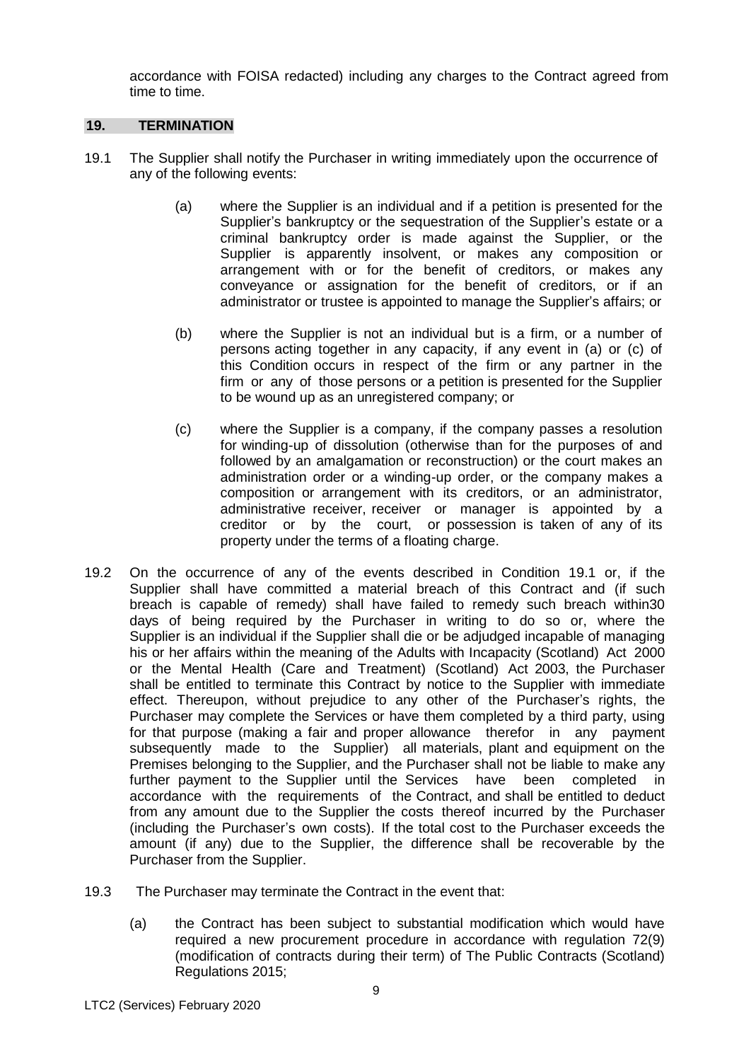accordance with FOISA redacted) including any charges to the Contract agreed from time to time.

## 19. TERMINATION

19.1 The Supplier shall notify the Purchaser in writing immediately upon the occurrence of any of the following events:

(a) where the Supplier is an individual and if a petition is presented for the Supplier's bankruptcy or the sequestration of the Supplier's estate or a criminal bankruptcy order is made against the Supplier, or the Supplier is apparently insolvent, or makes any composition or arrangement with or for the benefit of creditors, or makes any conveyance or assignation for the benefit of creditors, or if an administrator or trustee is appointed to manage the Supplier's affairs; or

(b) where the Supplier is not an individual but is a firm, or a number of persons acting together in any capacity, if any event in (a) or (c) of this Condition occurs in respect of the firm or any partner in the firm or any of those persons or a petition is presented for the Supplier to be wound up as an unregistered company; or

(c) where the Supplier is a company, if the company passes a resolution for winding-up of dissolution (otherwise than for the purposes of and followed by an amalgamation or reconstruction) or the court makes an administration order or a winding-up order, or the company makes a composition or arrangement with its creditors, or an administrator, administrative receiver, receiver or manager is appointed by a creditor or by the court, or possession is taken of any of its property under the terms of a floating charge.

19.2 On the occurrence of any of the events described in Condition 19.1 or, if the Supplier shall have committed a material breach of this Contract and (if such breach is capable of remedy) shall have failed to remedy such breach within30 days of being required by the Purchaser in writing to do so or, where the Supplier is an individual if the Supplier shall die or be adjudged incapable of managing his or her affairs within the meaning of the Adults with Incapacity (Scotland) Act 2000 or the Mental Health (Care and Treatment) (Scotland) Act 2003, the Purchaser shall be entitled to terminate this Contract by notice to the Supplier with immediate effect. Thereupon, without prejudice to any other of the Purchaser's rights, the Purchaser may complete the Services or have them completed by a third party, using for that purpose (making a fair and proper allowance therefor in any payment subsequently made to the Supplier) all materials, plant and equipment on the Premises belonging to the Supplier, and the Purchaser shall not be liable to make any further payment to the Supplier until the Services have been completed in accordance with the requirements of the Contract, and shall be entitled to deduct from any amount due to the Supplier the costs thereof incurred by the Purchaser (including the Purchaser's own costs). If the total cost to the Purchaser exceeds the amount (if any) due to the Supplier, the difference shall be recoverable by the Purchaser from the Supplier.

19.3 The Purchaser may terminate the Contract in the event that:

(a) the Contract has been subject to substantial modification which would have required a new procurement procedure in accordance with regulation 72(9) (modification of contracts during their term) of The Public Contracts (Scotland) Regulations 2015;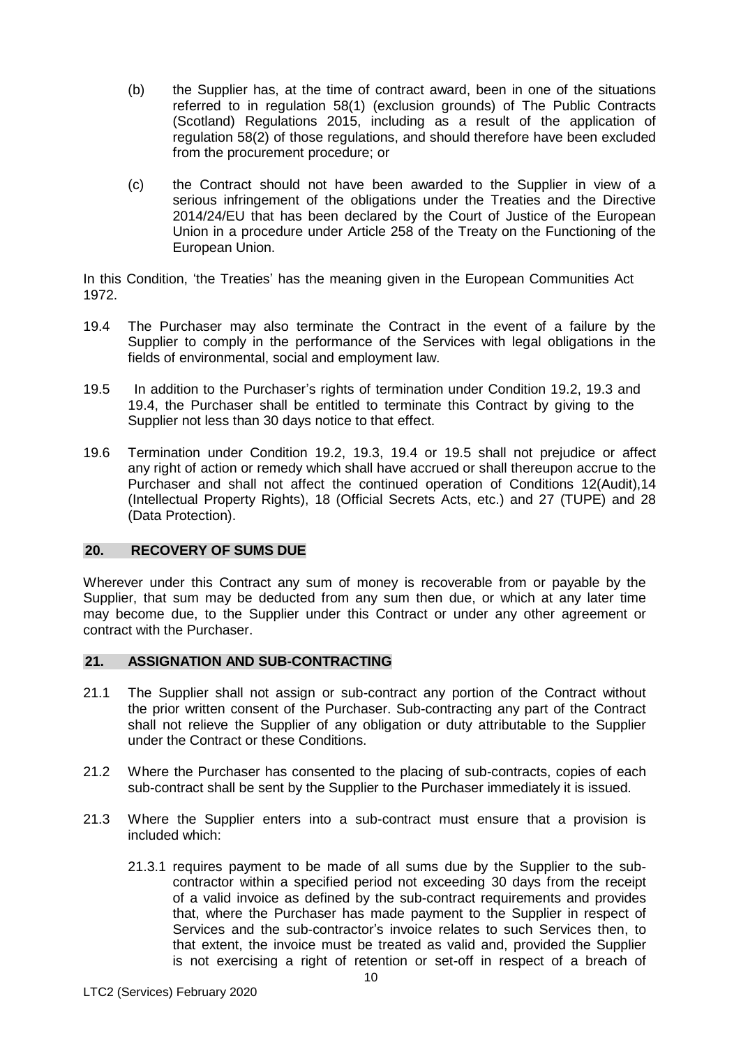(b) the Supplier has, at the time of contract award, been in one of the situations referred to in regulation 58(1) (exclusion grounds) of The Public Contracts (Scotland) Regulations 2015, including as a result of the application of regulation 58(2) of those regulations, and should therefore have been excluded from the procurement procedure; or

(c) the Contract should not have been awarded to the Supplier in view of a serious infringement of the obligations under the Treaties and the Directive 2014/24/EU that has been declared by the Court of Justice of the European Union in a procedure under Article 258 of the Treaty on the Functioning of the European Union.

In this Condition, 'the Treaties' has the meaning given in the European Communities Act 1972.

19.4 The Purchaser may also terminate the Contract in the event of a failure by the Supplier to comply in the performance of the Services with legal obligations in the fields of environmental, social and employment law.

19.5 In addition to the Purchaser's rights of termination under Condition 19.2, 19.3 and 19.4, the Purchaser shall be entitled to terminate this Contract by giving to the Supplier not less than 30 days notice to that effect.

19.6 Termination under Condition 19.2, 19.3, 19.4 or 19.5 shall not prejudice or affect any right of action or remedy which shall have accrued or shall thereupon accrue to the Purchaser and shall not affect the continued operation of Conditions 12(Audit),14 (Intellectual Property Rights), 18 (Official Secrets Acts, etc.) and 27 (TUPE) and 28 (Data Protection).

## 20. RECOVERY OF SUMS DUE

Wherever under this Contract any sum of money is recoverable from or payable by the Supplier, that sum may be deducted from any sum then due, or which at any later time may become due, to the Supplier under this Contract or under any other agreement or contract with the Purchaser.

## 21. ASSIGNATION AND SUB-CONTRACTING

21.1 The Supplier shall not assign or sub-contract any portion of the Contract without the prior written consent of the Purchaser. Sub-contracting any part of the Contract shall not relieve the Supplier of any obligation or duty attributable to the Supplier under the Contract or these Conditions.

21.2 Where the Purchaser has consented to the placing of sub-contracts, copies of each sub-contract shall be sent by the Supplier to the Purchaser immediately it is issued.

21.3 Where the Supplier enters into a sub-contract must ensure that a provision is included which:

21.3.1 requires payment to be made of all sums due by the Supplier to the sub-contractor within a specified period not exceeding 30 days from the receipt of a valid invoice as defined by the sub-contract requirements and provides that, where the Purchaser has made payment to the Supplier in respect of Services and the sub-contractor's invoice relates to such Services then, to that extent, the invoice must be treated as valid and, provided the Supplier is not exercising a right of retention or set-off in respect of a breach of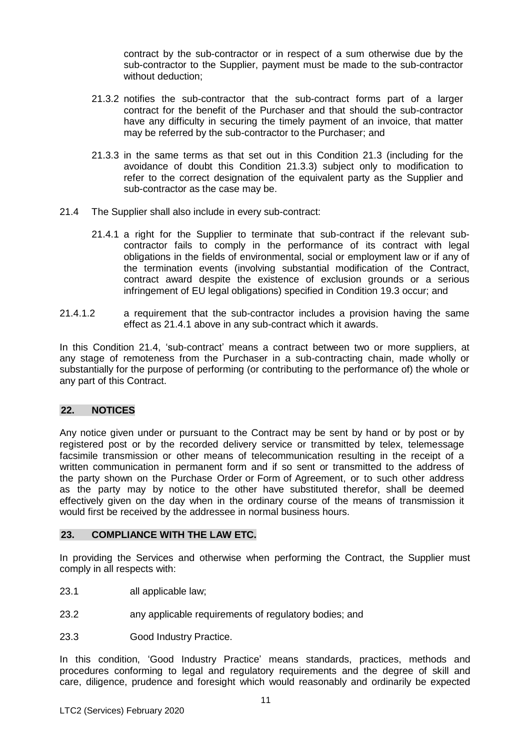contract by the sub-contractor or in respect of a sum otherwise due by the sub-contractor to the Supplier, payment must be made to the sub-contractor without deduction;

21.3.2 notifies the sub-contractor that the sub-contract forms part of a larger contract for the benefit of the Purchaser and that should the sub-contractor have any difficulty in securing the timely payment of an invoice, that matter may be referred by the sub-contractor to the Purchaser; and

21.3.3 in the same terms as that set out in this Condition 21.3 (including for the avoidance of doubt this Condition 21.3.3) subject only to modification to refer to the correct designation of the equivalent party as the Supplier and sub-contractor as the case may be.

21.4 The Supplier shall also include in every sub-contract:

21.4.1 a right for the Supplier to terminate that sub-contract if the relevant sub-contractor fails to comply in the performance of its contract with legal obligations in the fields of environmental, social or employment law or if any of the termination events (involving substantial modification of the Contract, contract award despite the existence of exclusion grounds or a serious infringement of EU legal obligations) specified in Condition 19.3 occur; and

21.4.1.2 a requirement that the sub-contractor includes a provision having the same effect as 21.4.1 above in any sub-contract which it awards.

In this Condition 21.4, 'sub-contract' means a contract between two or more suppliers, at any stage of remoteness from the Purchaser in a sub-contracting chain, made wholly or substantially for the purpose of performing (or contributing to the performance of) the whole or any part of this Contract.

## 22. NOTICES

Any notice given under or pursuant to the Contract may be sent by hand or by post or by registered post or by the recorded delivery service or transmitted by telex, telemessage facsimile transmission or other means of telecommunication resulting in the receipt of a written communication in permanent form and if so sent or transmitted to the address of the party shown on the Purchase Order or Form of Agreement, or to such other address as the party may by notice to the other have substituted therefor, shall be deemed effectively given on the day when in the ordinary course of the means of transmission it would first be received by the addressee in normal business hours.

## 23. COMPLIANCE WITH THE LAW ETC.

In providing the Services and otherwise when performing the Contract, the Supplier must comply in all respects with:

23.1 all applicable law;

23.2 any applicable requirements of regulatory bodies; and

23.3 Good Industry Practice.

In this condition, 'Good Industry Practice' means standards, practices, methods and procedures conforming to legal and regulatory requirements and the degree of skill and care, diligence, prudence and foresight which would reasonably and ordinarily be expected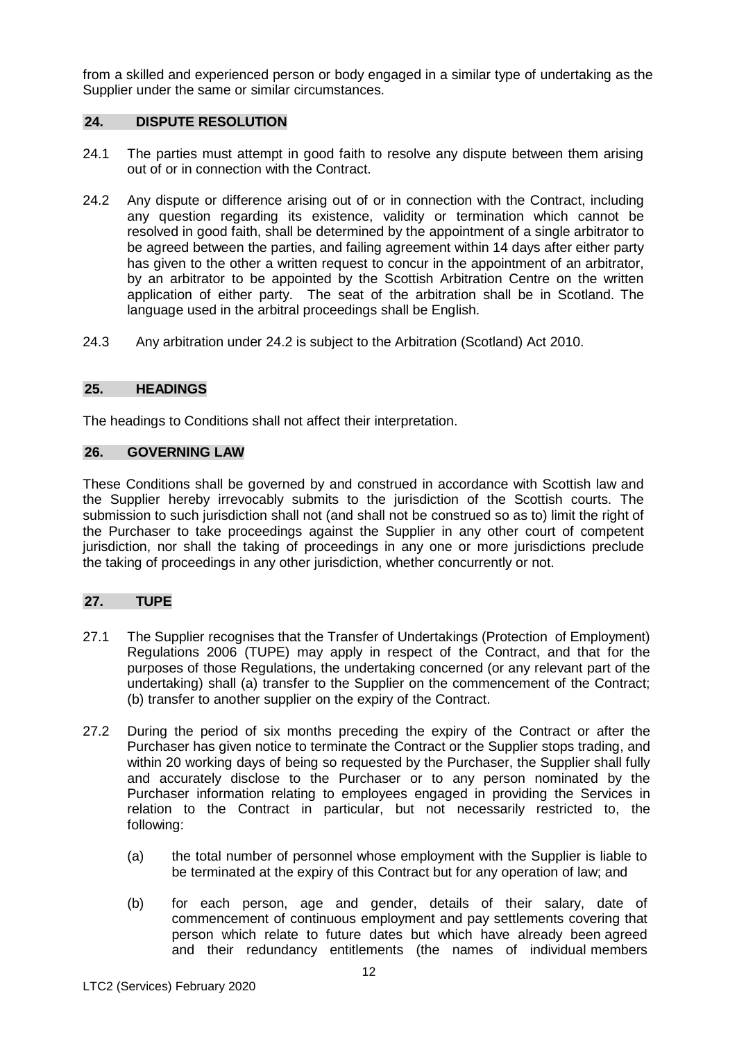from a skilled and experienced person or body engaged in a similar type of undertaking as the Supplier under the same or similar circumstances.

## 24. DISPUTE RESOLUTION

24.1 The parties must attempt in good faith to resolve any dispute between them arising out of or in connection with the Contract.

24.2 Any dispute or difference arising out of or in connection with the Contract, including any question regarding its existence, validity or termination which cannot be resolved in good faith, shall be determined by the appointment of a single arbitrator to be agreed between the parties, and failing agreement within 14 days after either party has given to the other a written request to concur in the appointment of an arbitrator, by an arbitrator to be appointed by the Scottish Arbitration Centre on the written application of either party. The seat of the arbitration shall be in Scotland. The language used in the arbitral proceedings shall be English.

24.3 Any arbitration under 24.2 is subject to the Arbitration (Scotland) Act 2010.

## 25. HEADINGS

The headings to Conditions shall not affect their interpretation.

## 26. GOVERNING LAW

These Conditions shall be governed by and construed in accordance with Scottish law and the Supplier hereby irrevocably submits to the jurisdiction of the Scottish courts. The submission to such jurisdiction shall not (and shall not be construed so as to) limit the right of the Purchaser to take proceedings against the Supplier in any other court of competent jurisdiction, nor shall the taking of proceedings in any one or more jurisdictions preclude the taking of proceedings in any other jurisdiction, whether concurrently or not.

## 27. TUPE

27.1 The Supplier recognises that the Transfer of Undertakings (Protection of Employment) Regulations 2006 (TUPE) may apply in respect of the Contract, and that for the purposes of those Regulations, the undertaking concerned (or any relevant part of the undertaking) shall (a) transfer to the Supplier on the commencement of the Contract; (b) transfer to another supplier on the expiry of the Contract.

27.2 During the period of six months preceding the expiry of the Contract or after the Purchaser has given notice to terminate the Contract or the Supplier stops trading, and within 20 working days of being so requested by the Purchaser, the Supplier shall fully and accurately disclose to the Purchaser or to any person nominated by the Purchaser information relating to employees engaged in providing the Services in relation to the Contract in particular, but not necessarily restricted to, the following:

(a) the total number of personnel whose employment with the Supplier is liable to be terminated at the expiry of this Contract but for any operation of law; and

(b) for each person, age and gender, details of their salary, date of commencement of continuous employment and pay settlements covering that person which relate to future dates but which have already been agreed and their redundancy entitlements (the names of individual members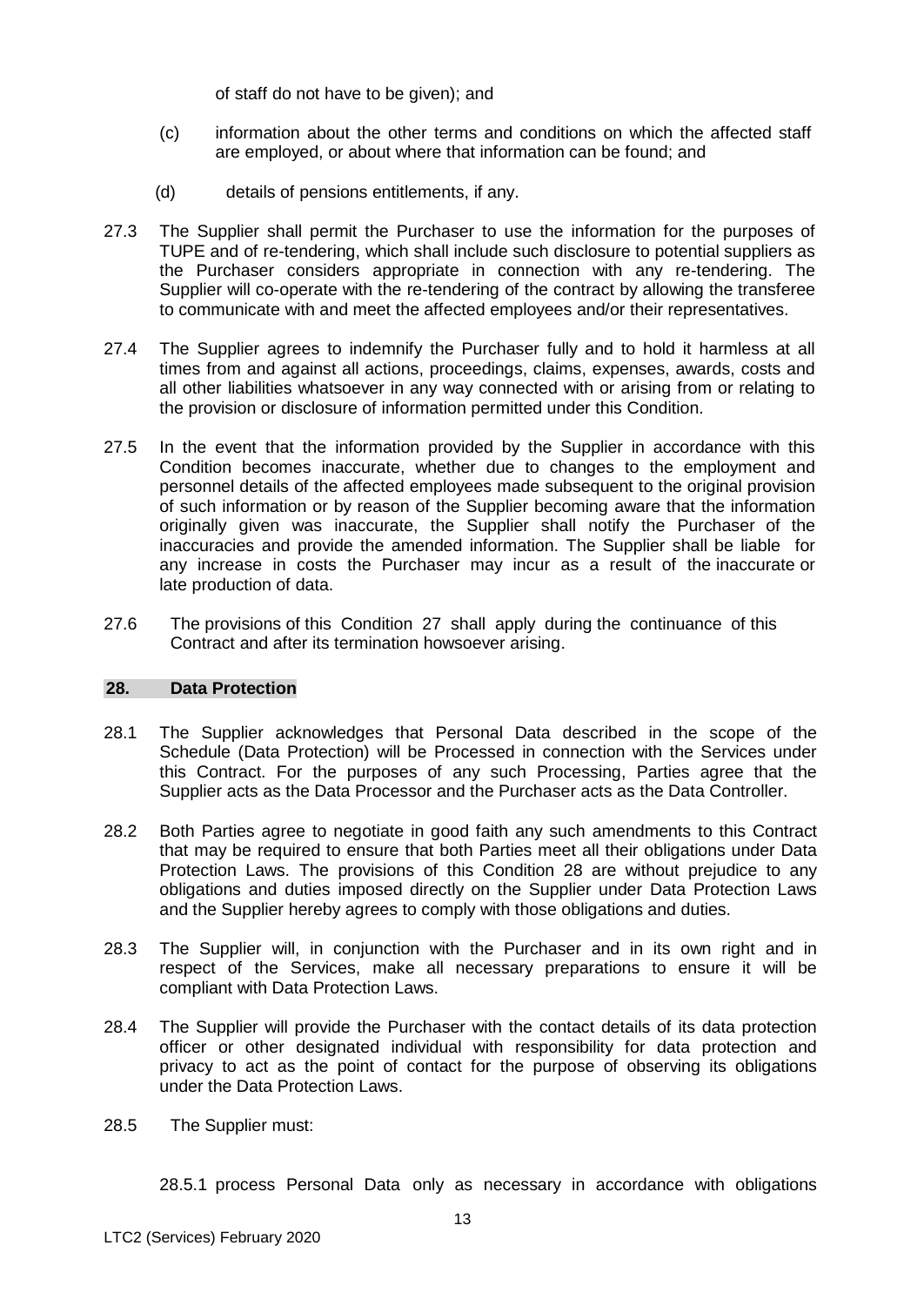of staff do not have to be given); and

(c) information about the other terms and conditions on which the affected staff are employed, or about where that information can be found; and

(d) details of pensions entitlements, if any.

27.3 The Supplier shall permit the Purchaser to use the information for the purposes of TUPE and of re-tendering, which shall include such disclosure to potential suppliers as the Purchaser considers appropriate in connection with any re-tendering. The Supplier will co-operate with the re-tendering of the contract by allowing the transferee to communicate with and meet the affected employees and/or their representatives.

27.4 The Supplier agrees to indemnify the Purchaser fully and to hold it harmless at all times from and against all actions, proceedings, claims, expenses, awards, costs and all other liabilities whatsoever in any way connected with or arising from or relating to the provision or disclosure of information permitted under this Condition.

27.5 In the event that the information provided by the Supplier in accordance with this Condition becomes inaccurate, whether due to changes to the employment and personnel details of the affected employees made subsequent to the original provision of such information or by reason of the Supplier becoming aware that the information originally given was inaccurate, the Supplier shall notify the Purchaser of the inaccuracies and provide the amended information. The Supplier shall be liable for any increase in costs the Purchaser may incur as a result of the inaccurate or late production of data.

27.6 The provisions of this Condition 27 shall apply during the continuance of this Contract and after its termination howsoever arising.

## 28. Data Protection

28.1 The Supplier acknowledges that Personal Data described in the scope of the Schedule (Data Protection) will be Processed in connection with the Services under this Contract. For the purposes of any such Processing, Parties agree that the Supplier acts as the Data Processor and the Purchaser acts as the Data Controller.

28.2 Both Parties agree to negotiate in good faith any such amendments to this Contract that may be required to ensure that both Parties meet all their obligations under Data Protection Laws. The provisions of this Condition 28 are without prejudice to any obligations and duties imposed directly on the Supplier under Data Protection Laws and the Supplier hereby agrees to comply with those obligations and duties.

28.3 The Supplier will, in conjunction with the Purchaser and in its own right and in respect of the Services, make all necessary preparations to ensure it will be compliant with Data Protection Laws.

28.4 The Supplier will provide the Purchaser with the contact details of its data protection officer or other designated individual with responsibility for data protection and privacy to act as the point of contact for the purpose of observing its obligations under the Data Protection Laws.

28.5 The Supplier must:

28.5.1 process Personal Data only as necessary in accordance with obligations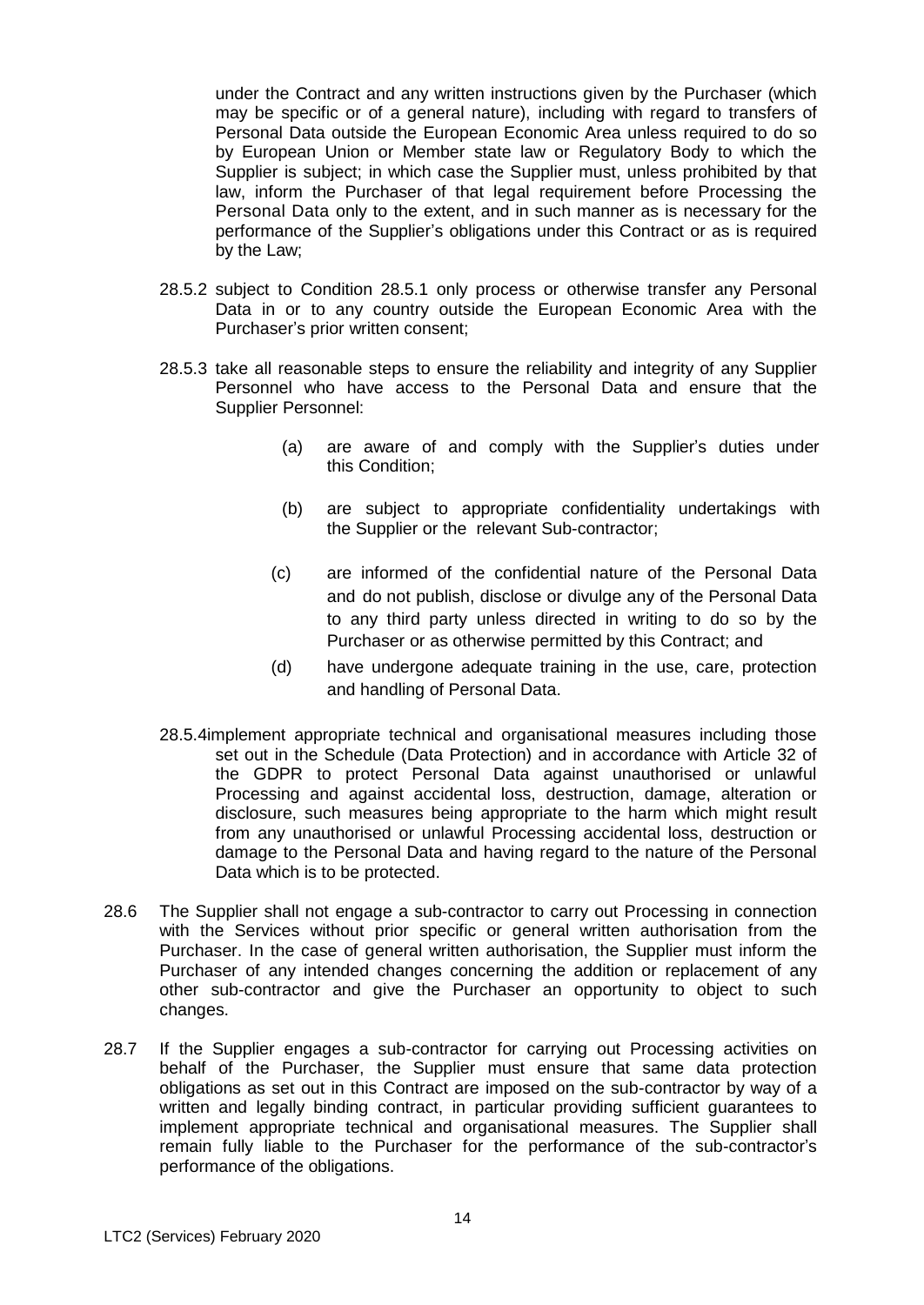under the Contract and any written instructions given by the Purchaser (which may be specific or of a general nature), including with regard to transfers of Personal Data outside the European Economic Area unless required to do so by European Union or Member state law or Regulatory Body to which the Supplier is subject; in which case the Supplier must, unless prohibited by that law, inform the Purchaser of that legal requirement before Processing the Personal Data only to the extent, and in such manner as is necessary for the performance of the Supplier's obligations under this Contract or as is required by the Law;

28.5.2 subject to Condition 28.5.1 only process or otherwise transfer any Personal Data in or to any country outside the European Economic Area with the Purchaser's prior written consent;

28.5.3 take all reasonable steps to ensure the reliability and integrity of any Supplier Personnel who have access to the Personal Data and ensure that the Supplier Personnel:

(a) are aware of and comply with the Supplier's duties under this Condition;

(b) are subject to appropriate confidentiality undertakings with the Supplier or the relevant Sub-contractor;

(c) are informed of the confidential nature of the Personal Data and do not publish, disclose or divulge any of the Personal Data to any third party unless directed in writing to do so by the Purchaser or as otherwise permitted by this Contract; and

(d) have undergone adequate training in the use, care, protection and handling of Personal Data.

28.5.4 implement appropriate technical and organisational measures including those set out in the Schedule (Data Protection) and in accordance with Article 32 of the GDPR to protect Personal Data against unauthorised or unlawful Processing and against accidental loss, destruction, damage, alteration or disclosure, such measures being appropriate to the harm which might result from any unauthorised or unlawful Processing accidental loss, destruction or damage to the Personal Data and having regard to the nature of the Personal Data which is to be protected.

28.6 The Supplier shall not engage a sub-contractor to carry out Processing in connection with the Services without prior specific or general written authorisation from the Purchaser. In the case of general written authorisation, the Supplier must inform the Purchaser of any intended changes concerning the addition or replacement of any other sub-contractor and give the Purchaser an opportunity to object to such changes.

28.7 If the Supplier engages a sub-contractor for carrying out Processing activities on behalf of the Purchaser, the Supplier must ensure that same data protection obligations as set out in this Contract are imposed on the sub-contractor by way of a written and legally binding contract, in particular providing sufficient guarantees to implement appropriate technical and organisational measures. The Supplier shall remain fully liable to the Purchaser for the performance of the sub-contractor's performance of the obligations.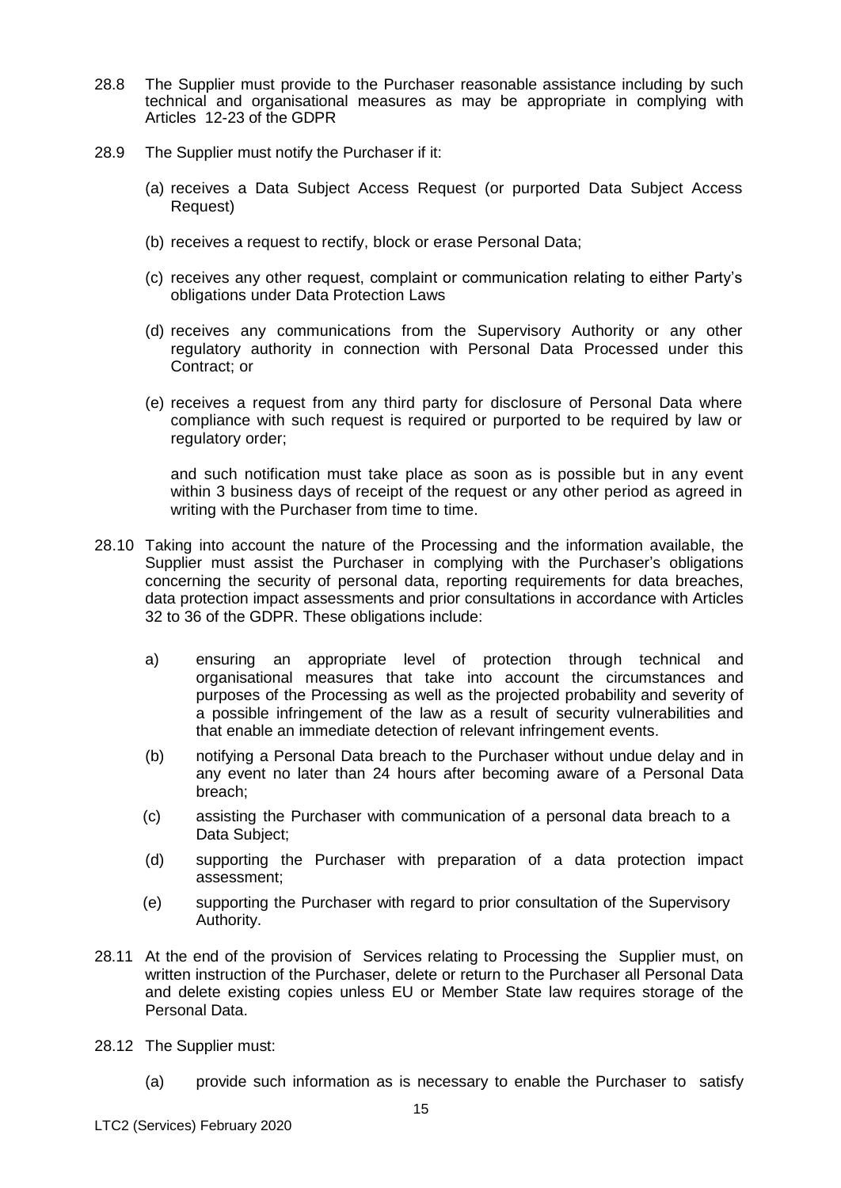28.8 The Supplier must provide to the Purchaser reasonable assistance including by such technical and organisational measures as may be appropriate in complying with Articles 12-23 of the GDPR

28.9 The Supplier must notify the Purchaser if it:

(a) receives a Data Subject Access Request (or purported Data Subject Access Request)

(b) receives a request to rectify, block or erase Personal Data;

(c) receives any other request, complaint or communication relating to either Party's obligations under Data Protection Laws

(d) receives any communications from the Supervisory Authority or any other regulatory authority in connection with Personal Data Processed under this Contract; or

(e) receives a request from any third party for disclosure of Personal Data where compliance with such request is required or purported to be required by law or regulatory order;

and such notification must take place as soon as is possible but in any event within 3 business days of receipt of the request or any other period as agreed in writing with the Purchaser from time to time.

28.10 Taking into account the nature of the Processing and the information available, the Supplier must assist the Purchaser in complying with the Purchaser's obligations concerning the security of personal data, reporting requirements for data breaches, data protection impact assessments and prior consultations in accordance with Articles 32 to 36 of the GDPR. These obligations include:

a) ensuring an appropriate level of protection through technical and organisational measures that take into account the circumstances and purposes of the Processing as well as the projected probability and severity of a possible infringement of the law as a result of security vulnerabilities and that enable an immediate detection of relevant infringement events.

(b) notifying a Personal Data breach to the Purchaser without undue delay and in any event no later than 24 hours after becoming aware of a Personal Data breach;

(c) assisting the Purchaser with communication of a personal data breach to a Data Subject;

(d) supporting the Purchaser with preparation of a data protection impact assessment;

(e) supporting the Purchaser with regard to prior consultation of the Supervisory Authority.

28.11 At the end of the provision of Services relating to Processing the Supplier must, on written instruction of the Purchaser, delete or return to the Purchaser all Personal Data and delete existing copies unless EU or Member State law requires storage of the Personal Data.

28.12 The Supplier must:

(a) provide such information as is necessary to enable the Purchaser to satisfy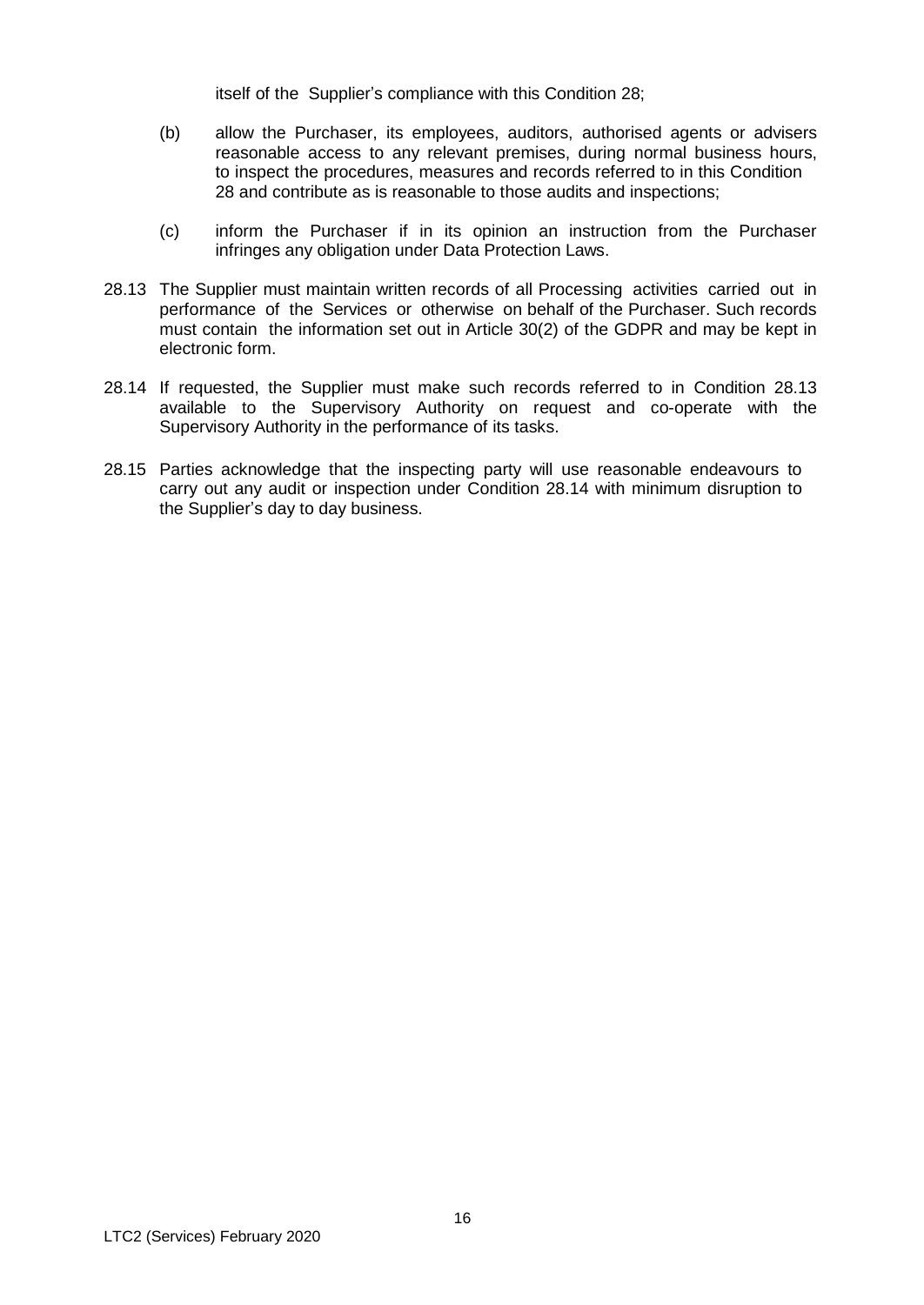itself of the Supplier's compliance with this Condition 28;

(b) allow the Purchaser, its employees, auditors, authorised agents or advisers reasonable access to any relevant premises, during normal business hours, to inspect the procedures, measures and records referred to in this Condition 28 and contribute as is reasonable to those audits and inspections;

(c) inform the Purchaser if in its opinion an instruction from the Purchaser infringes any obligation under Data Protection Laws.

28.13 The Supplier must maintain written records of all Processing activities carried out in performance of the Services or otherwise on behalf of the Purchaser. Such records must contain the information set out in Article 30(2) of the GDPR and may be kept in electronic form.

28.14 If requested, the Supplier must make such records referred to in Condition 28.13 available to the Supervisory Authority on request and co-operate with the Supervisory Authority in the performance of its tasks.

28.15 Parties acknowledge that the inspecting party will use reasonable endeavours to carry out any audit or inspection under Condition 28.14 with minimum disruption to the Supplier's day to day business.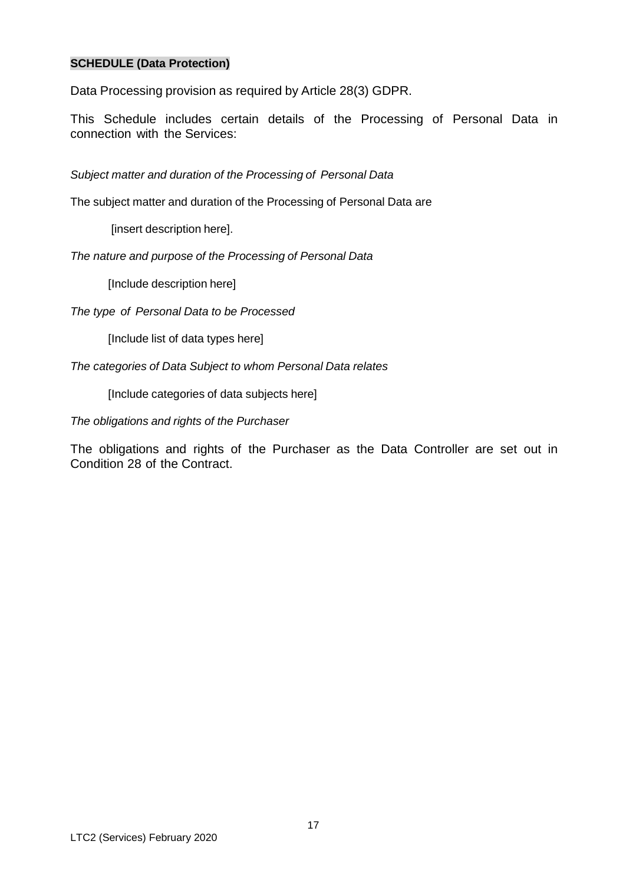**SCHEDULE (Data Protection)**

Data Processing provision as required by Article 28(3) GDPR.

This Schedule includes certain details of the Processing of Personal Data in connection with the Services:

*Subject matter and duration of the Processing of Personal Data*

The subject matter and duration of the Processing of Personal Data are

[insert description here].

*The nature and purpose of the Processing of Personal Data*

[Include description here]

*The type of Personal Data to be Processed*

[Include list of data types here]

*The categories of Data Subject to whom Personal Data relates*

[Include categories of data subjects here]

*The obligations and rights of the Purchaser*

The obligations and rights of the Purchaser as the Data Controller are set out in Condition 28 of the Contract.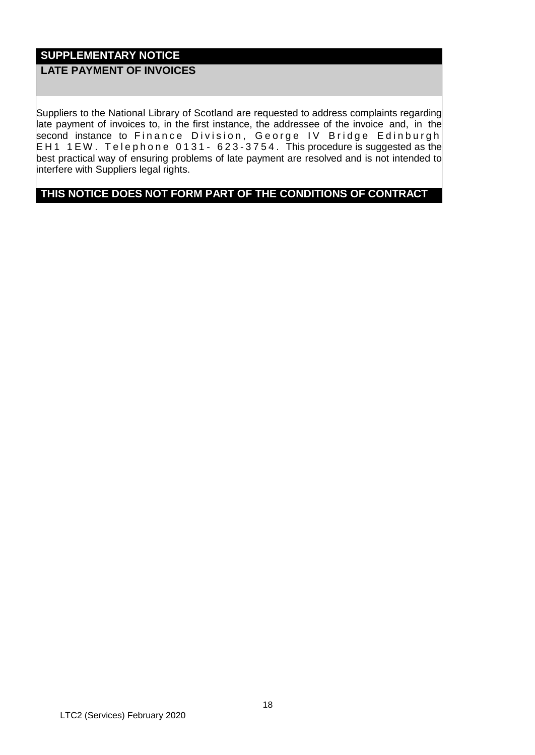## SUPPLEMENTARY NOTICE

### LATE PAYMENT OF INVOICES

Suppliers to the National Library of Scotland are requested to address complaints regarding late payment of invoices to, in the first instance, the addressee of the invoice and, in the second instance to Finance Division, George IV Bridge Edinburgh EH1 1EW. Telephone 0131- 623-3754. This procedure is suggested as the best practical way of ensuring problems of late payment are resolved and is not intended to interfere with Suppliers legal rights.

**THIS NOTICE DOES NOT FORM PART OF THE CONDITIONS OF CONTRACT**